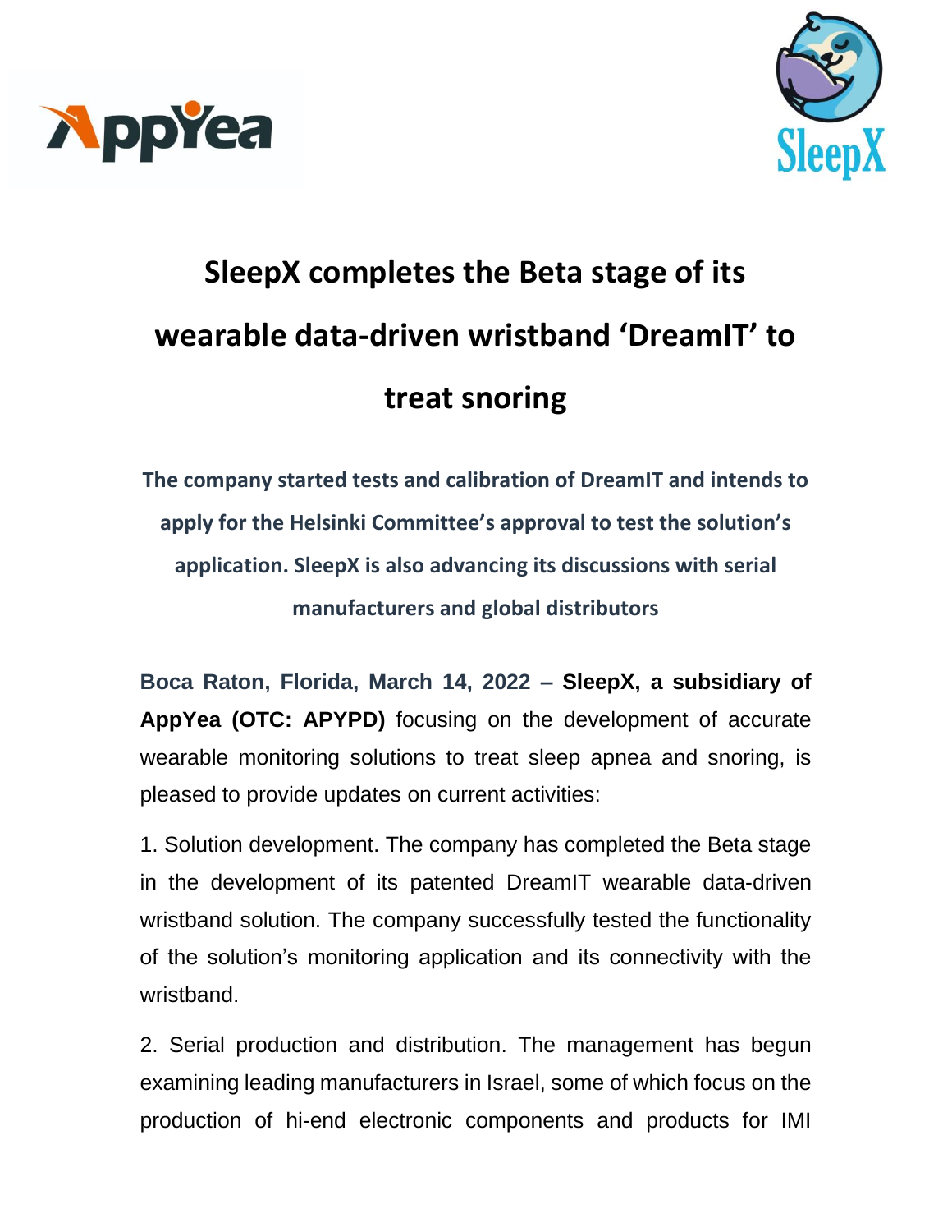# SleepX completes the Beta stage of its wearable data-driven wristband 'DreamIT' to treat snoring

**The company started tests and calibration of DreamIT and intends to apply for the Helsinki Committee's approval to test the solution's application. SleepX is also advancing its discussions with serial manufacturers and global distributors**

**Boca Raton, Florida, March 14, 2022 – SleepX, a subsidiary of AppYea (OTC: APYPD)** focusing on the development of accurate wearable monitoring solutions to treat sleep apnea and snoring, is pleased to provide updates on current activities:

1. Solution development. The company has completed the Beta stage in the development of its patented DreamIT wearable data-driven wristband solution. The company successfully tested the functionality of the solution's monitoring application and its connectivity with the wristband.

2. Serial production and distribution. The management has begun examining leading manufacturers in Israel, some of which focus on the production of hi-end electronic components and products for IMI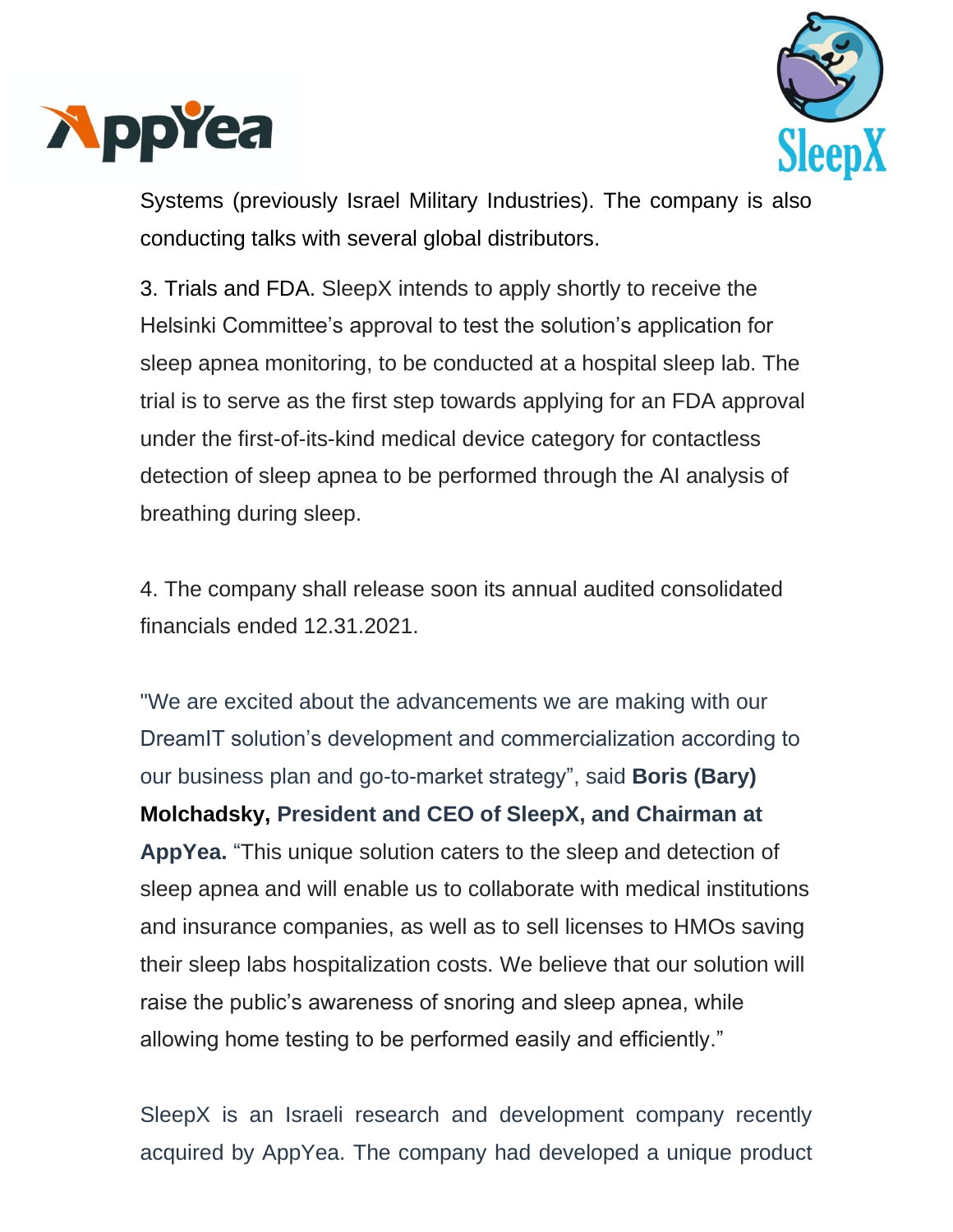Systems (previously Israel Military Industries). The company is also conducting talks with several global distributors.

3. Trials and FDA. SleepX intends to apply shortly to receive the Helsinki Committee's approval to test the solution's application for sleep apnea monitoring, to be conducted at a hospital sleep lab. The trial is to serve as the first step towards applying for an FDA approval under the first-of-its-kind medical device category for contactless detection of sleep apnea to be performed through the AI analysis of breathing during sleep.

4. The company shall release soon its annual audited consolidated financials ended 12.31.2021.

"We are excited about the advancements we are making with our DreamIT solution's development and commercialization according to our business plan and go-to-market strategy", said **Boris (Bary) Molchadsky, President and CEO of SleepX, and Chairman at AppYea.** "This unique solution caters to the sleep and detection of sleep apnea and will enable us to collaborate with medical institutions and insurance companies, as well as to sell licenses to HMOs saving their sleep labs hospitalization costs. We believe that our solution will raise the public's awareness of snoring and sleep apnea, while allowing home testing to be performed easily and efficiently."

SleepX is an Israeli research and development company recently acquired by AppYea. The company had developed a unique product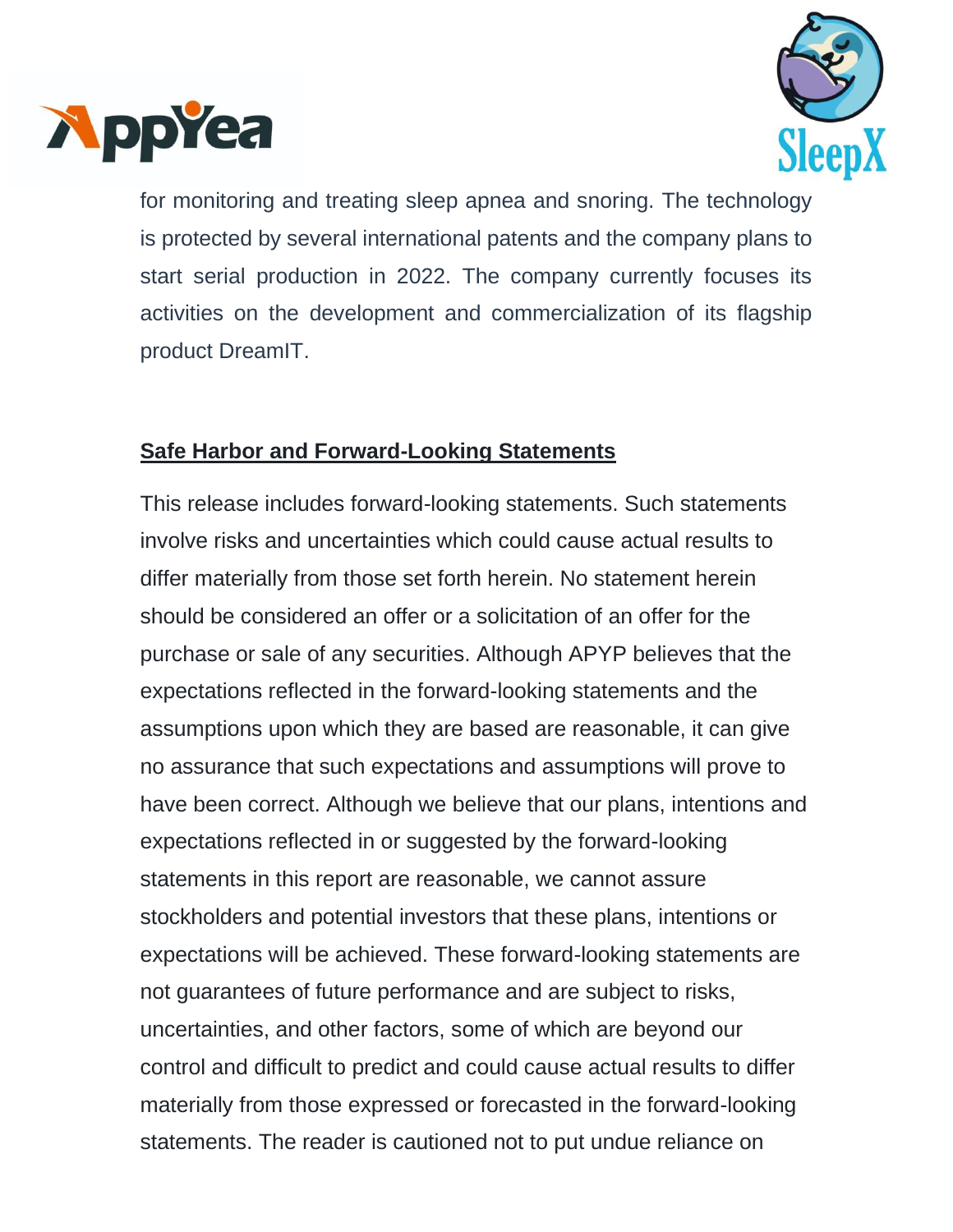for monitoring and treating sleep apnea and snoring. The technology is protected by several international patents and the company plans to start serial production in 2022. The company currently focuses its activities on the development and commercialization of its flagship product DreamIT.

**Safe Harbor and Forward-Looking Statements**

This release includes forward-looking statements. Such statements involve risks and uncertainties which could cause actual results to differ materially from those set forth herein. No statement herein should be considered an offer or a solicitation of an offer for the purchase or sale of any securities. Although APYP believes that the expectations reflected in the forward-looking statements and the assumptions upon which they are based are reasonable, it can give no assurance that such expectations and assumptions will prove to have been correct. Although we believe that our plans, intentions and expectations reflected in or suggested by the forward-looking statements in this report are reasonable, we cannot assure stockholders and potential investors that these plans, intentions or expectations will be achieved. These forward-looking statements are not guarantees of future performance and are subject to risks, uncertainties, and other factors, some of which are beyond our control and difficult to predict and could cause actual results to differ materially from those expressed or forecasted in the forward-looking statements. The reader is cautioned not to put undue reliance on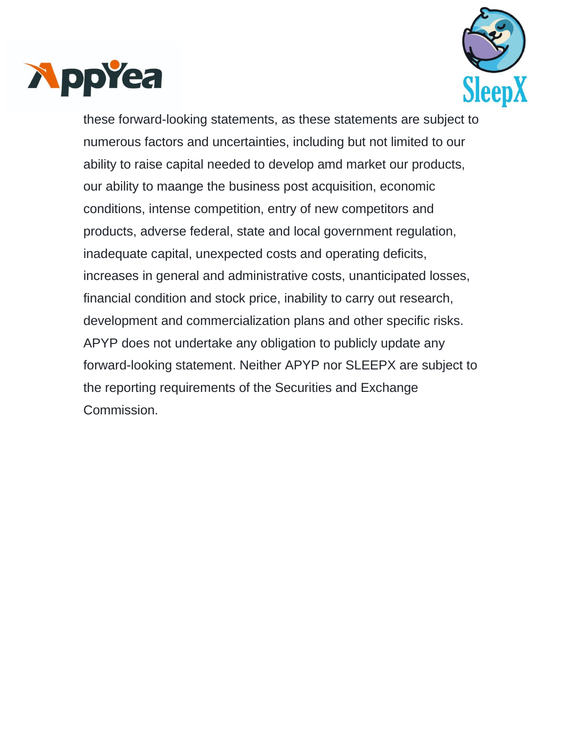these forward-looking statements, as these statements are subject to numerous factors and uncertainties, including but not limited to our ability to raise capital needed to develop amd market our products, our ability to maange the business post acquisition, economic conditions, intense competition, entry of new competitors and products, adverse federal, state and local government regulation, inadequate capital, unexpected costs and operating deficits, increases in general and administrative costs, unanticipated losses, financial condition and stock price, inability to carry out research, development and commercialization plans and other specific risks. APYP does not undertake any obligation to publicly update any forward-looking statement. Neither APYP nor SLEEPX are subject to the reporting requirements of the Securities and Exchange Commission.